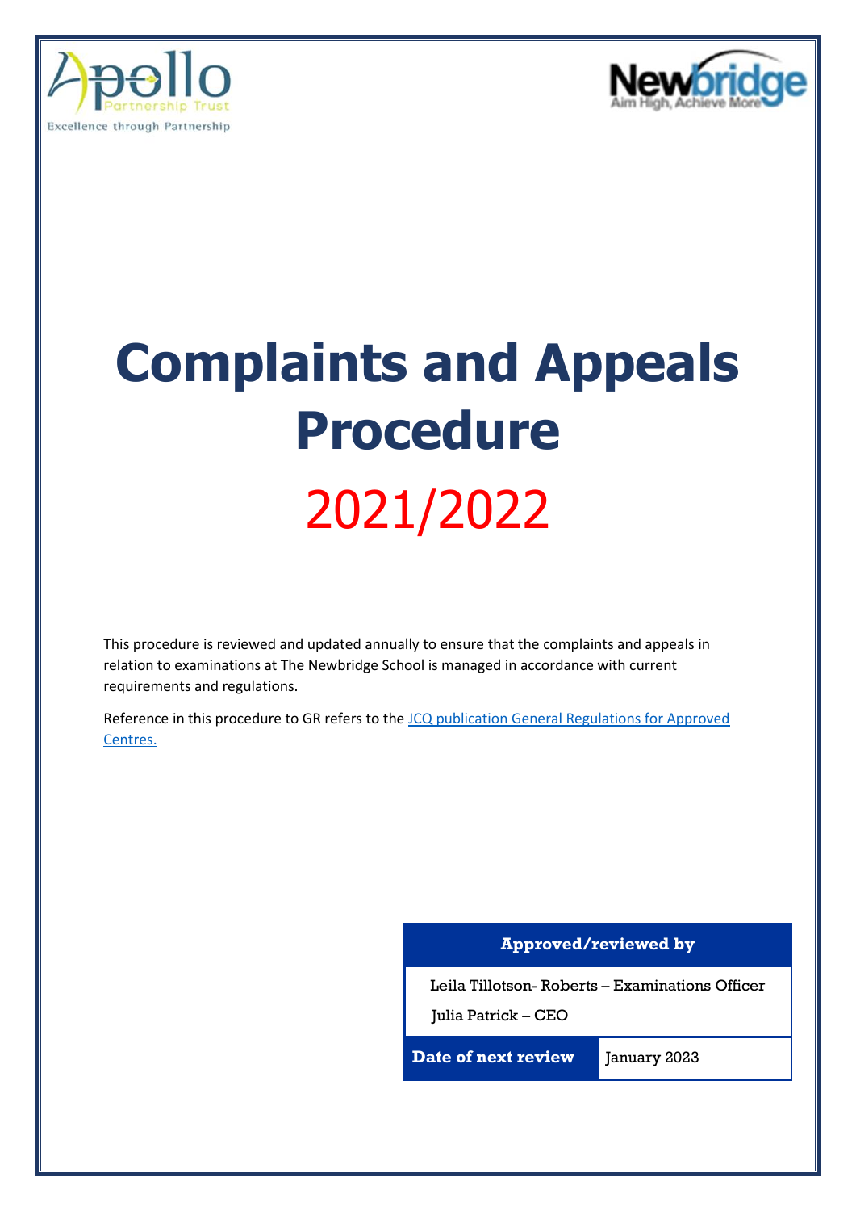Apollo Partnership Trust
Excellence through Partnership

Newbridge
Aim High, Achieve More

# Complaints and Appeals Procedure

# 2021/2022

This procedure is reviewed and updated annually to ensure that the complaints and appeals in relation to examinations at The Newbridge School is managed in accordance with current requirements and regulations.

Reference in this procedure to GR refers to the [JCQ publication General Regulations for Approved Centres.]()

| Approved/reviewed by | |
|---|---|
| Leila Tillotson- Roberts – Examinations Officer<br>Julia Patrick – CEO | |
| **Date of next review** | January 2023 |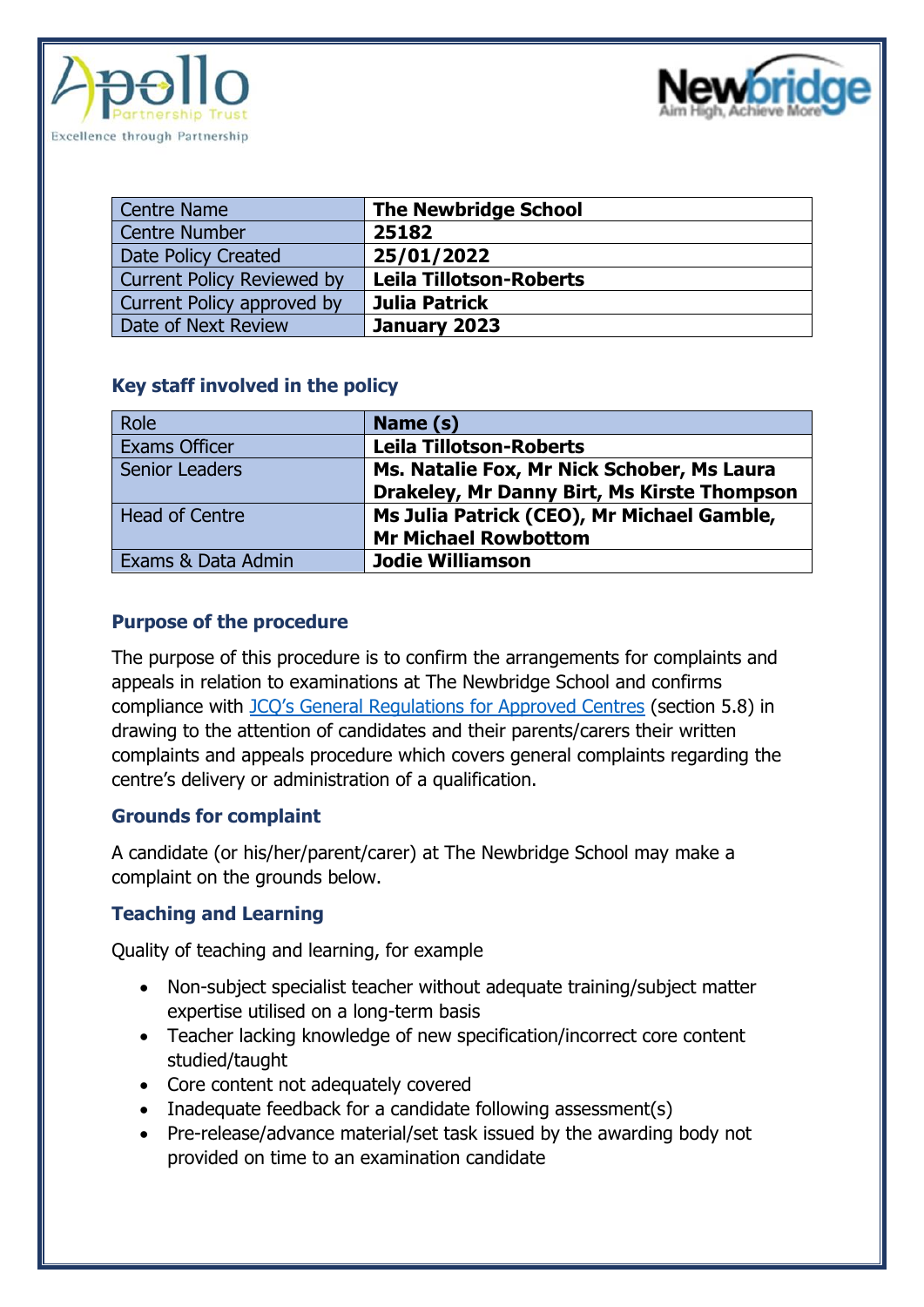| Centre Name | The Newbridge School |
| --- | --- |
| Centre Number | **25182** |
| Date Policy Created | **25/01/2022** |
| Current Policy Reviewed by | **Leila Tillotson-Roberts** |
| Current Policy approved by | **Julia Patrick** |
| Date of Next Review | **January 2023** |

### Key staff involved in the policy

| Role | Name (s) |
| --- | --- |
| Exams Officer | **Leila Tillotson-Roberts** |
| Senior Leaders | **Ms. Natalie Fox, Mr Nick Schober, Ms Laura Drakeley, Mr Danny Birt, Ms Kirste Thompson** |
| Head of Centre | **Ms Julia Patrick (CEO), Mr Michael Gamble, Mr Michael Rowbottom** |
| Exams & Data Admin | **Jodie Williamson** |

### Purpose of the procedure

The purpose of this procedure is to confirm the arrangements for complaints and appeals in relation to examinations at The Newbridge School and confirms compliance with JCQ's General Regulations for Approved Centres (section 5.8) in drawing to the attention of candidates and their parents/carers their written complaints and appeals procedure which covers general complaints regarding the centre's delivery or administration of a qualification.

### Grounds for complaint

A candidate (or his/her/parent/carer) at The Newbridge School may make a complaint on the grounds below.

### Teaching and Learning

Quality of teaching and learning, for example

- Non-subject specialist teacher without adequate training/subject matter expertise utilised on a long-term basis
- Teacher lacking knowledge of new specification/incorrect core content studied/taught
- Core content not adequately covered
- Inadequate feedback for a candidate following assessment(s)
- Pre-release/advance material/set task issued by the awarding body not provided on time to an examination candidate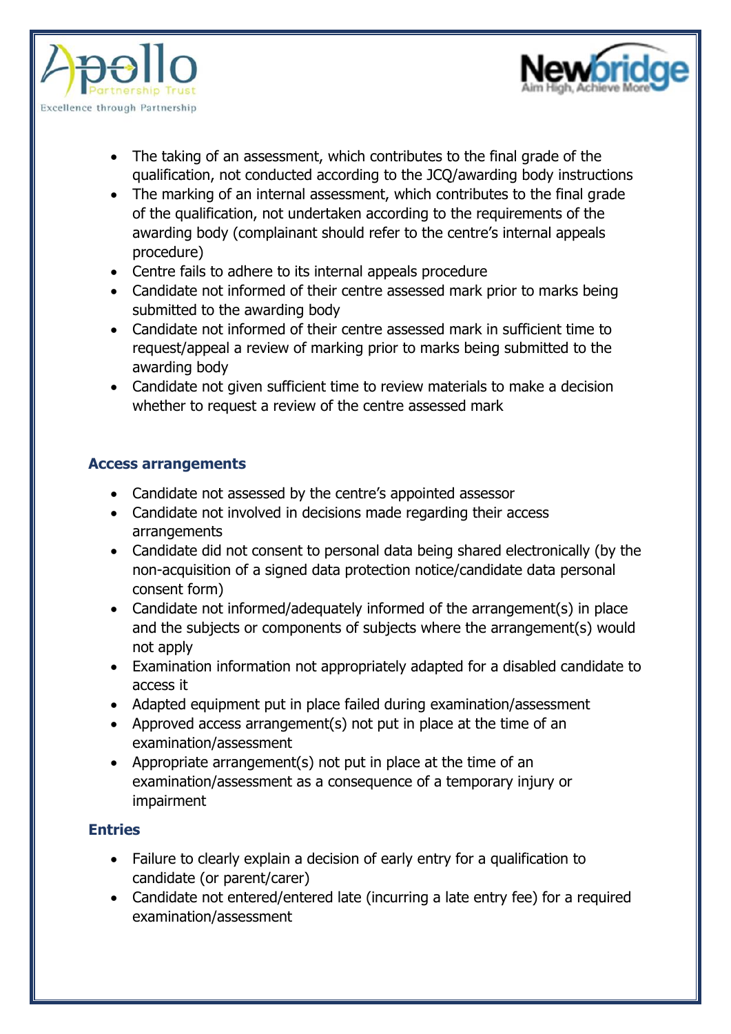- The taking of an assessment, which contributes to the final grade of the qualification, not conducted according to the JCQ/awarding body instructions
- The marking of an internal assessment, which contributes to the final grade of the qualification, not undertaken according to the requirements of the awarding body (complainant should refer to the centre's internal appeals procedure)
- Centre fails to adhere to its internal appeals procedure
- Candidate not informed of their centre assessed mark prior to marks being submitted to the awarding body
- Candidate not informed of their centre assessed mark in sufficient time to request/appeal a review of marking prior to marks being submitted to the awarding body
- Candidate not given sufficient time to review materials to make a decision whether to request a review of the centre assessed mark

### Access arrangements

- Candidate not assessed by the centre's appointed assessor
- Candidate not involved in decisions made regarding their access arrangements
- Candidate did not consent to personal data being shared electronically (by the non-acquisition of a signed data protection notice/candidate data personal consent form)
- Candidate not informed/adequately informed of the arrangement(s) in place and the subjects or components of subjects where the arrangement(s) would not apply
- Examination information not appropriately adapted for a disabled candidate to access it
- Adapted equipment put in place failed during examination/assessment
- Approved access arrangement(s) not put in place at the time of an examination/assessment
- Appropriate arrangement(s) not put in place at the time of an examination/assessment as a consequence of a temporary injury or impairment

### Entries

- Failure to clearly explain a decision of early entry for a qualification to candidate (or parent/carer)
- Candidate not entered/entered late (incurring a late entry fee) for a required examination/assessment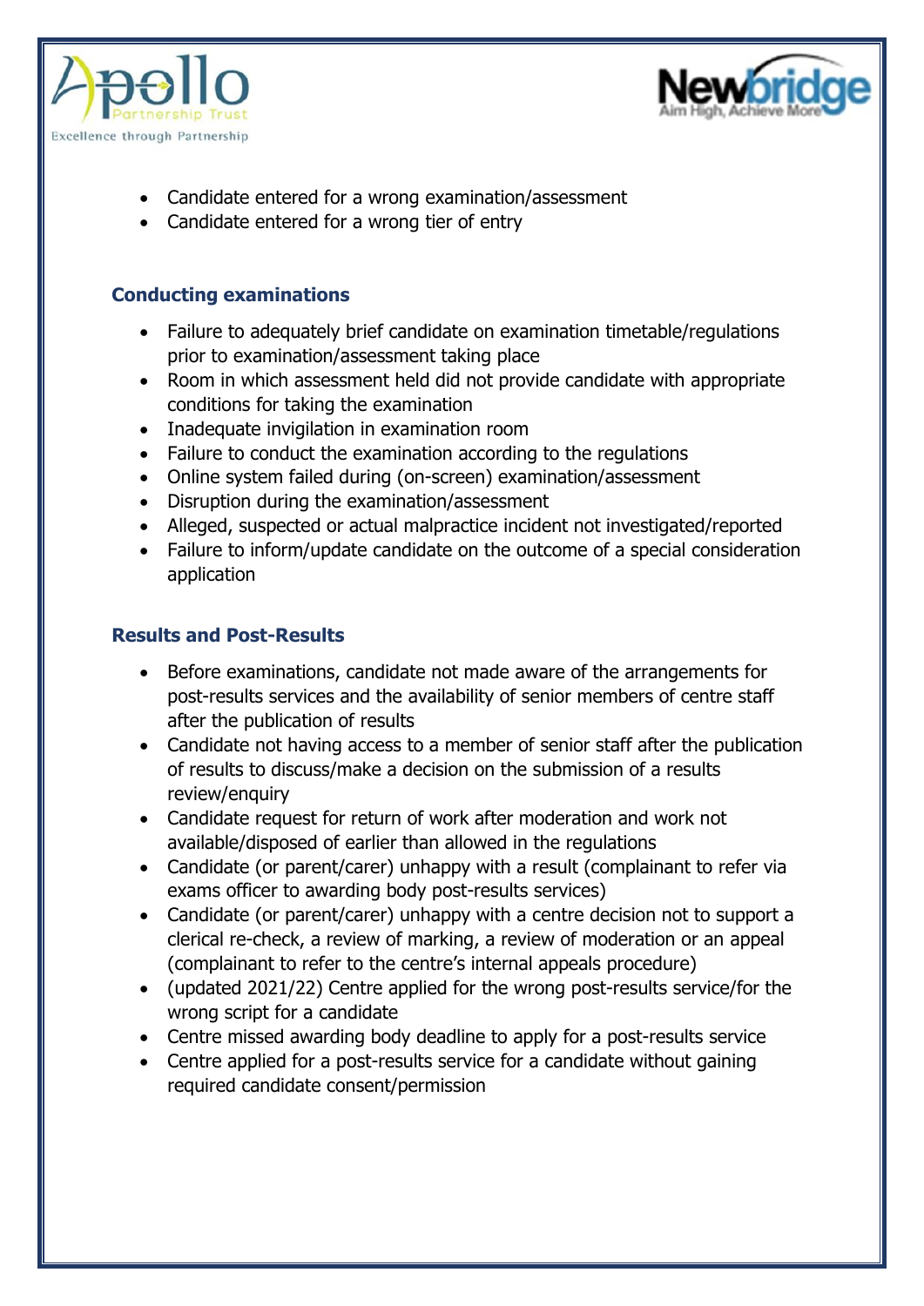- Candidate entered for a wrong examination/assessment
- Candidate entered for a wrong tier of entry

### Conducting examinations

- Failure to adequately brief candidate on examination timetable/regulations prior to examination/assessment taking place
- Room in which assessment held did not provide candidate with appropriate conditions for taking the examination
- Inadequate invigilation in examination room
- Failure to conduct the examination according to the regulations
- Online system failed during (on-screen) examination/assessment
- Disruption during the examination/assessment
- Alleged, suspected or actual malpractice incident not investigated/reported
- Failure to inform/update candidate on the outcome of a special consideration application

### Results and Post-Results

- Before examinations, candidate not made aware of the arrangements for post-results services and the availability of senior members of centre staff after the publication of results
- Candidate not having access to a member of senior staff after the publication of results to discuss/make a decision on the submission of a results review/enquiry
- Candidate request for return of work after moderation and work not available/disposed of earlier than allowed in the regulations
- Candidate (or parent/carer) unhappy with a result (complainant to refer via exams officer to awarding body post-results services)
- Candidate (or parent/carer) unhappy with a centre decision not to support a clerical re-check, a review of marking, a review of moderation or an appeal (complainant to refer to the centre's internal appeals procedure)
- (updated 2021/22) Centre applied for the wrong post-results service/for the wrong script for a candidate
- Centre missed awarding body deadline to apply for a post-results service
- Centre applied for a post-results service for a candidate without gaining required candidate consent/permission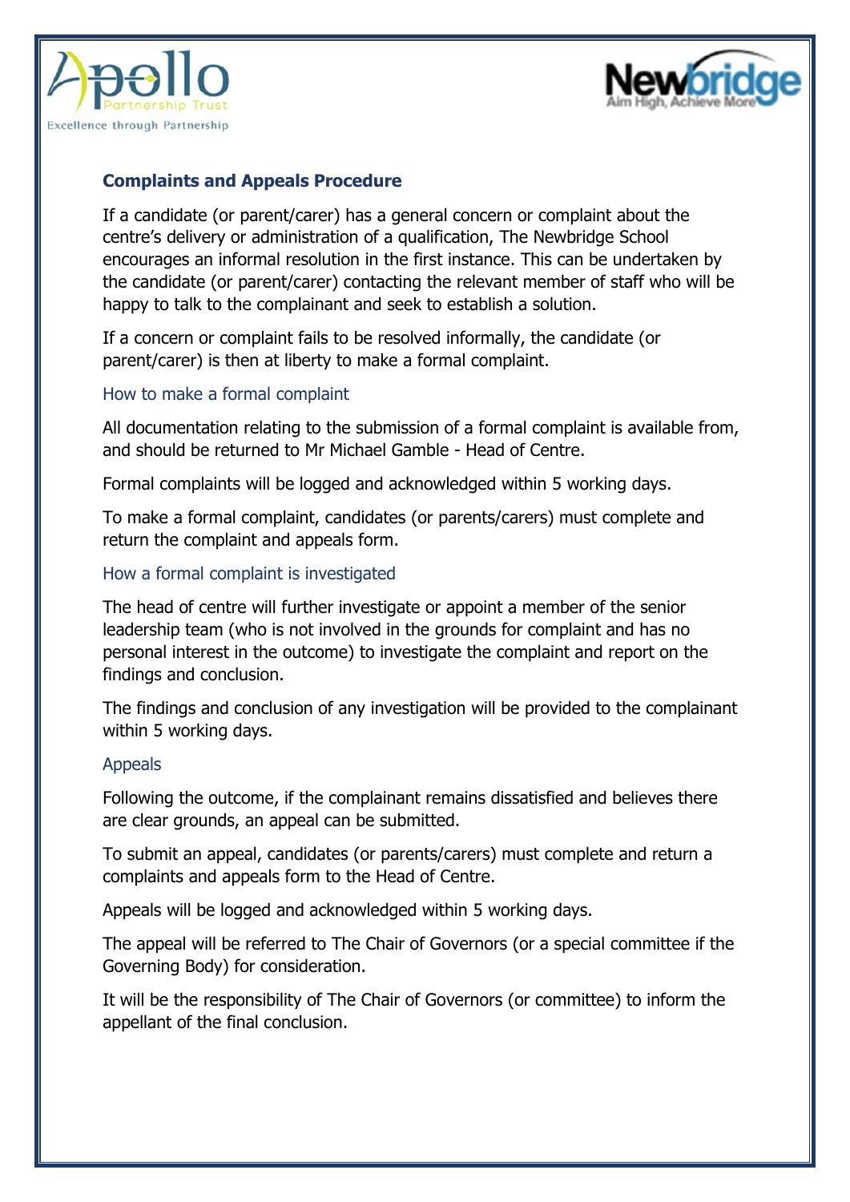## Complaints and Appeals Procedure

If a candidate (or parent/carer) has a general concern or complaint about the centre's delivery or administration of a qualification, The Newbridge School encourages an informal resolution in the first instance. This can be undertaken by the candidate (or parent/carer) contacting the relevant member of staff who will be happy to talk to the complainant and seek to establish a solution.

If a concern or complaint fails to be resolved informally, the candidate (or parent/carer) is then at liberty to make a formal complaint.

### How to make a formal complaint

All documentation relating to the submission of a formal complaint is available from, and should be returned to Mr Michael Gamble - Head of Centre.

Formal complaints will be logged and acknowledged within 5 working days.

To make a formal complaint, candidates (or parents/carers) must complete and return the complaint and appeals form.

### How a formal complaint is investigated

The head of centre will further investigate or appoint a member of the senior leadership team (who is not involved in the grounds for complaint and has no personal interest in the outcome) to investigate the complaint and report on the findings and conclusion.

The findings and conclusion of any investigation will be provided to the complainant within 5 working days.

### Appeals

Following the outcome, if the complainant remains dissatisfied and believes there are clear grounds, an appeal can be submitted.

To submit an appeal, candidates (or parents/carers) must complete and return a complaints and appeals form to the Head of Centre.

Appeals will be logged and acknowledged within 5 working days.

The appeal will be referred to The Chair of Governors (or a special committee if the Governing Body) for consideration.

It will be the responsibility of The Chair of Governors (or committee) to inform the appellant of the final conclusion.